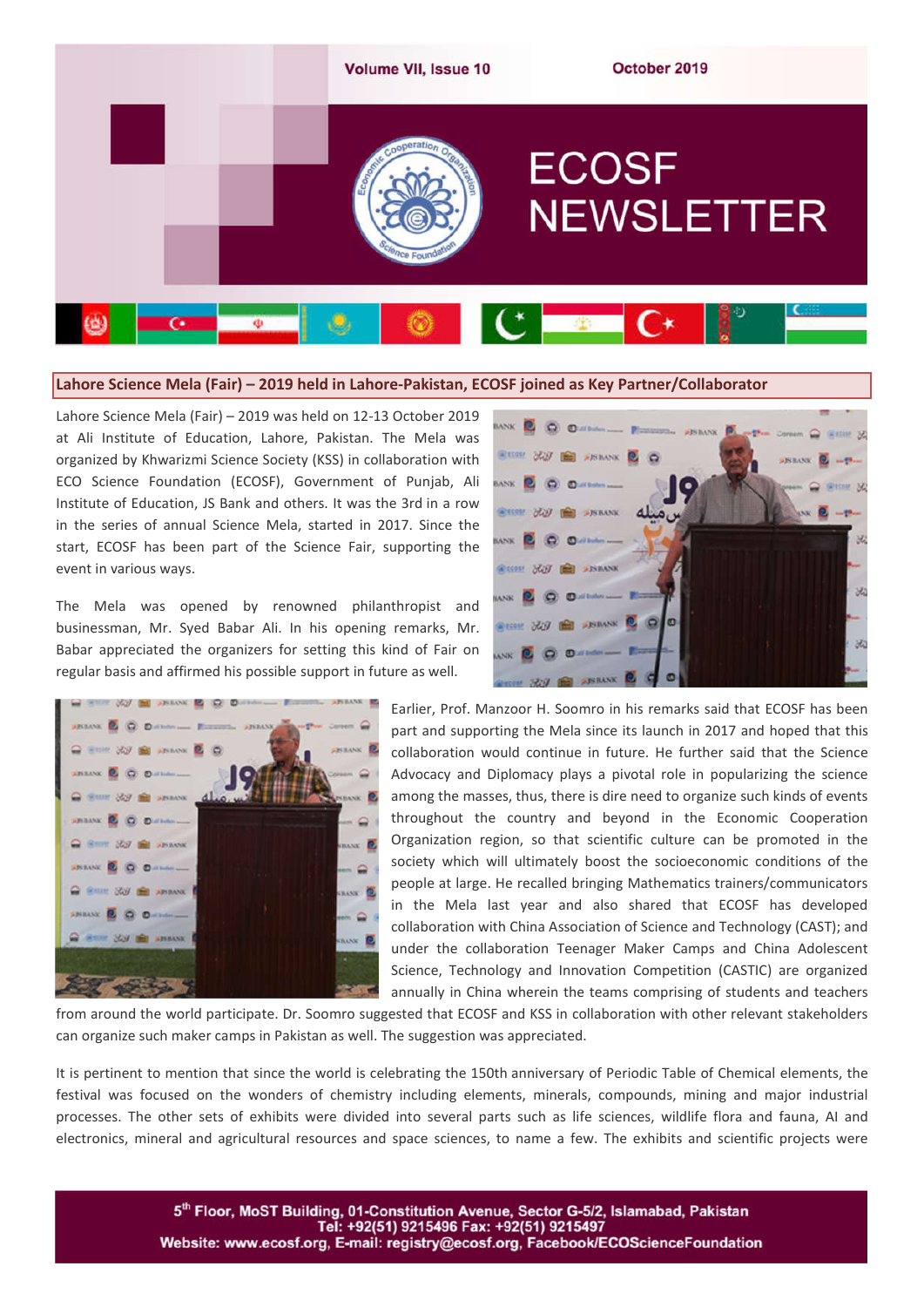# ECOSF NEWSLETTER

Volume VII, Issue 10 | October 2019

## Lahore Science Mela (Fair) – 2019 held in Lahore-Pakistan, ECOSF joined as Key Partner/Collaborator

Lahore Science Mela (Fair) – 2019 was held on 12-13 October 2019 at Ali Institute of Education, Lahore, Pakistan. The Mela was organized by Khwarizmi Science Society (KSS) in collaboration with ECO Science Foundation (ECOSF), Government of Punjab, Ali Institute of Education, JS Bank and others. It was the 3rd in a row in the series of annual Science Mela, started in 2017. Since the start, ECOSF has been part of the Science Fair, supporting the event in various ways.

The Mela was opened by renowned philanthropist and businessman, Mr. Syed Babar Ali. In his opening remarks, Mr. Babar appreciated the organizers for setting this kind of Fair on regular basis and affirmed his possible support in future as well.

Earlier, Prof. Manzoor H. Soomro in his remarks said that ECOSF has been part and supporting the Mela since its launch in 2017 and hoped that this collaboration would continue in future. He further said that the Science Advocacy and Diplomacy plays a pivotal role in popularizing the science among the masses, thus, there is dire need to organize such kinds of events throughout the country and beyond in the Economic Cooperation Organization region, so that scientific culture can be promoted in the society which will ultimately boost the socioeconomic conditions of the people at large. He recalled bringing Mathematics trainers/communicators in the Mela last year and also shared that ECOSF has developed collaboration with China Association of Science and Technology (CAST); and under the collaboration Teenager Maker Camps and China Adolescent Science, Technology and Innovation Competition (CASTIC) are organized annually in China wherein the teams comprising of students and teachers from around the world participate. Dr. Soomro suggested that ECOSF and KSS in collaboration with other relevant stakeholders can organize such maker camps in Pakistan as well. The suggestion was appreciated.

It is pertinent to mention that since the world is celebrating the 150th anniversary of Periodic Table of Chemical elements, the festival was focused on the wonders of chemistry including elements, minerals, compounds, mining and major industrial processes. The other sets of exhibits were divided into several parts such as life sciences, wildlife flora and fauna, AI and electronics, mineral and agricultural resources and space sciences, to name a few. The exhibits and scientific projects were

5th Floor, MoST Building, 01-Constitution Avenue, Sector G-5/2, Islamabad, Pakistan
Tel: +92(51) 9215496 Fax: +92(51) 9215497
Website: www.ecosf.org, E-mail: registry@ecosf.org, Facebook/ECOScienceFoundation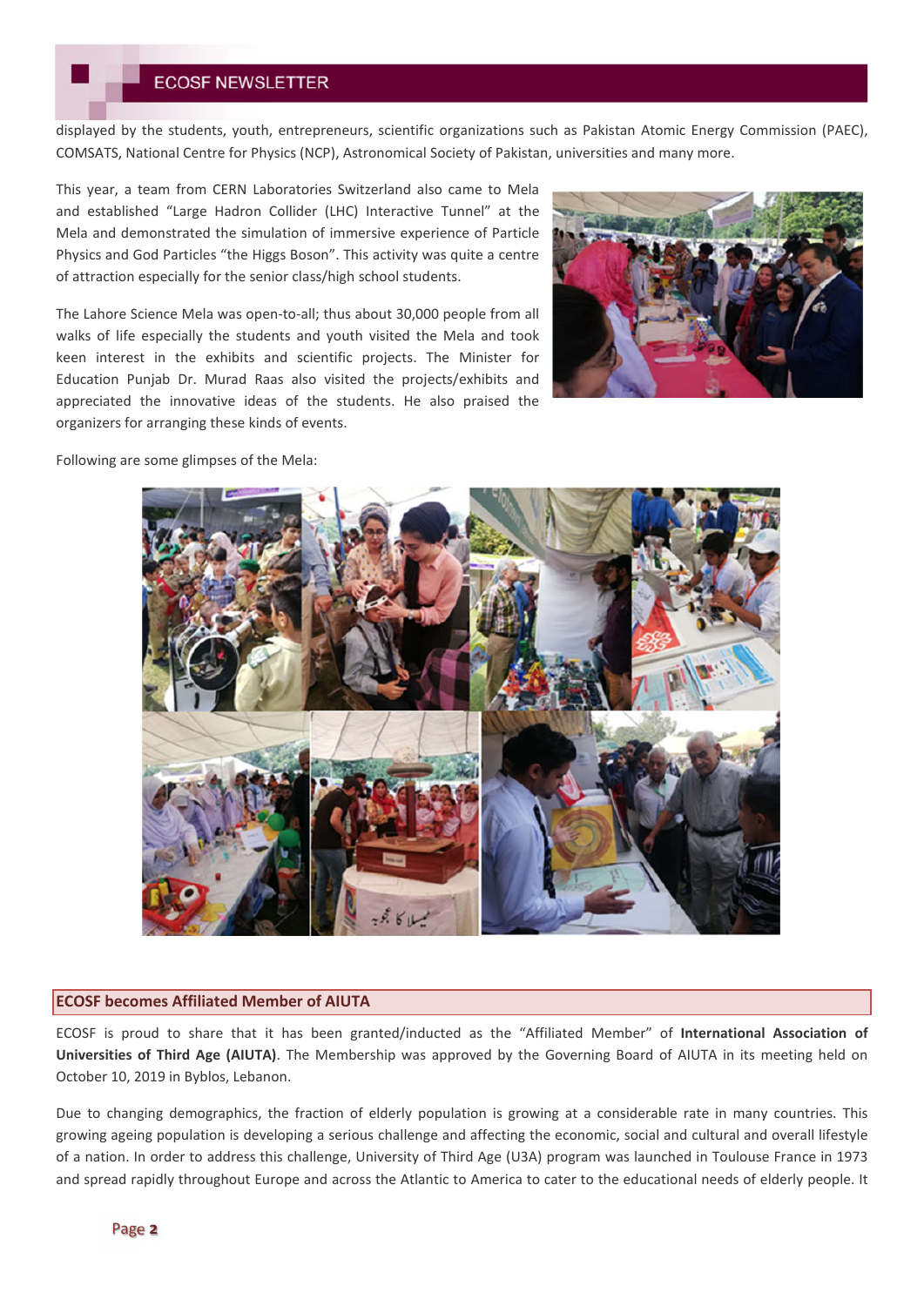displayed by the students, youth, entrepreneurs, scientific organizations such as Pakistan Atomic Energy Commission (PAEC), COMSATS, National Centre for Physics (NCP), Astronomical Society of Pakistan, universities and many more.

This year, a team from CERN Laboratories Switzerland also came to Mela and established "Large Hadron Collider (LHC) Interactive Tunnel" at the Mela and demonstrated the simulation of immersive experience of Particle Physics and God Particles "the Higgs Boson". This activity was quite a centre of attraction especially for the senior class/high school students.

The Lahore Science Mela was open-to-all; thus about 30,000 people from all walks of life especially the students and youth visited the Mela and took keen interest in the exhibits and scientific projects. The Minister for Education Punjab Dr. Murad Raas also visited the projects/exhibits and appreciated the innovative ideas of the students. He also praised the organizers for arranging these kinds of events.

Following are some glimpses of the Mela:

## ECOSF becomes Affiliated Member of AIUTA

ECOSF is proud to share that it has been granted/inducted as the "Affiliated Member" of **International Association of Universities of Third Age (AIUTA)**. The Membership was approved by the Governing Board of AIUTA in its meeting held on October 10, 2019 in Byblos, Lebanon.

Due to changing demographics, the fraction of elderly population is growing at a considerable rate in many countries. This growing ageing population is developing a serious challenge and affecting the economic, social and cultural and overall lifestyle of a nation. In order to address this challenge, University of Third Age (U3A) program was launched in Toulouse France in 1973 and spread rapidly throughout Europe and across the Atlantic to America to cater to the educational needs of elderly people. It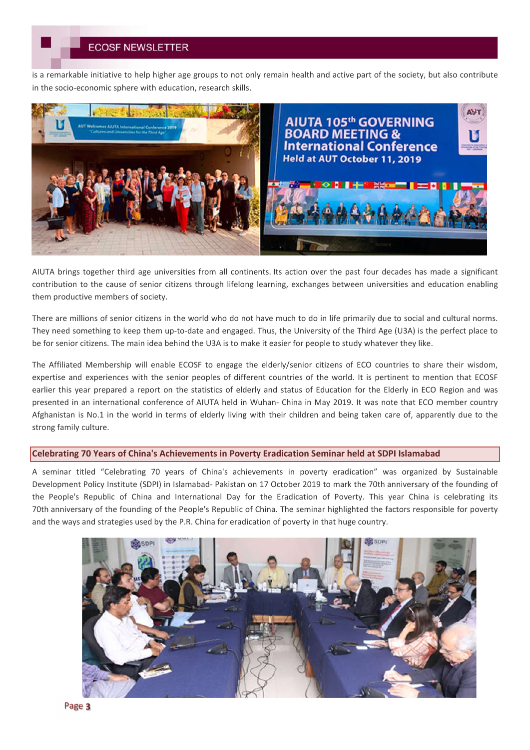is a remarkable initiative to help higher age groups to not only remain health and active part of the society, but also contribute in the socio-economic sphere with education, research skills.

AIUTA brings together third age universities from all continents. Its action over the past four decades has made a significant contribution to the cause of senior citizens through lifelong learning, exchanges between universities and education enabling them productive members of society.

There are millions of senior citizens in the world who do not have much to do in life primarily due to social and cultural norms. They need something to keep them up-to-date and engaged. Thus, the University of the Third Age (U3A) is the perfect place to be for senior citizens. The main idea behind the U3A is to make it easier for people to study whatever they like.

The Affiliated Membership will enable ECOSF to engage the elderly/senior citizens of ECO countries to share their wisdom, expertise and experiences with the senior peoples of different countries of the world. It is pertinent to mention that ECOSF earlier this year prepared a report on the statistics of elderly and status of Education for the Elderly in ECO Region and was presented in an international conference of AIUTA held in Wuhan- China in May 2019. It was note that ECO member country Afghanistan is No.1 in the world in terms of elderly living with their children and being taken care of, apparently due to the strong family culture.

## Celebrating 70 Years of China's Achievements in Poverty Eradication Seminar held at SDPI Islamabad

A seminar titled "Celebrating 70 years of China's achievements in poverty eradication" was organized by Sustainable Development Policy Institute (SDPI) in Islamabad- Pakistan on 17 October 2019 to mark the 70th anniversary of the founding of the People's Republic of China and International Day for the Eradication of Poverty. This year China is celebrating its 70th anniversary of the founding of the People's Republic of China. The seminar highlighted the factors responsible for poverty and the ways and strategies used by the P.R. China for eradication of poverty in that huge country.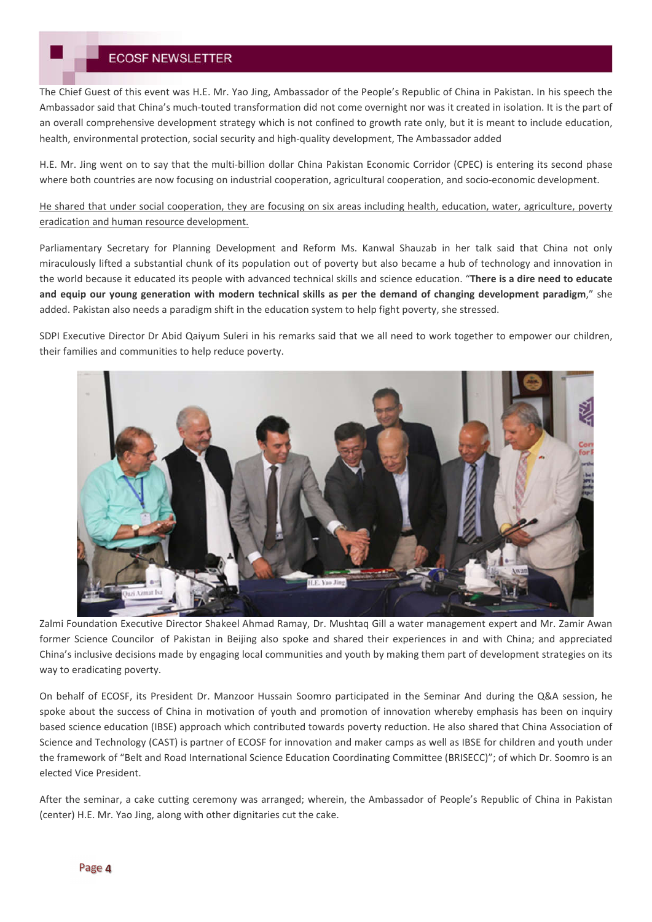The Chief Guest of this event was H.E. Mr. Yao Jing, Ambassador of the People's Republic of China in Pakistan. In his speech the Ambassador said that China's much-touted transformation did not come overnight nor was it created in isolation. It is the part of an overall comprehensive development strategy which is not confined to growth rate only, but it is meant to include education, health, environmental protection, social security and high-quality development, The Ambassador added

H.E. Mr. Jing went on to say that the multi-billion dollar China Pakistan Economic Corridor (CPEC) is entering its second phase where both countries are now focusing on industrial cooperation, agricultural cooperation, and socio-economic development.

He shared that under social cooperation, they are focusing on six areas including health, education, water, agriculture, poverty eradication and human resource development.

Parliamentary Secretary for Planning Development and Reform Ms. Kanwal Shauzab in her talk said that China not only miraculously lifted a substantial chunk of its population out of poverty but also became a hub of technology and innovation in the world because it educated its people with advanced technical skills and science education. "**There is a dire need to educate and equip our young generation with modern technical skills as per the demand of changing development paradigm**," she added. Pakistan also needs a paradigm shift in the education system to help fight poverty, she stressed.

SDPI Executive Director Dr Abid Qaiyum Suleri in his remarks said that we all need to work together to empower our children, their families and communities to help reduce poverty.

Zalmi Foundation Executive Director Shakeel Ahmad Ramay, Dr. Mushtaq Gill a water management expert and Mr. Zamir Awan former Science Councilor of Pakistan in Beijing also spoke and shared their experiences in and with China; and appreciated China's inclusive decisions made by engaging local communities and youth by making them part of development strategies on its way to eradicating poverty.

On behalf of ECOSF, its President Dr. Manzoor Hussain Soomro participated in the Seminar And during the Q&A session, he spoke about the success of China in motivation of youth and promotion of innovation whereby emphasis has been on inquiry based science education (IBSE) approach which contributed towards poverty reduction. He also shared that China Association of Science and Technology (CAST) is partner of ECOSF for innovation and maker camps as well as IBSE for children and youth under the framework of "Belt and Road International Science Education Coordinating Committee (BRISECC)"; of which Dr. Soomro is an elected Vice President.

After the seminar, a cake cutting ceremony was arranged; wherein, the Ambassador of People's Republic of China in Pakistan (center) H.E. Mr. Yao Jing, along with other dignitaries cut the cake.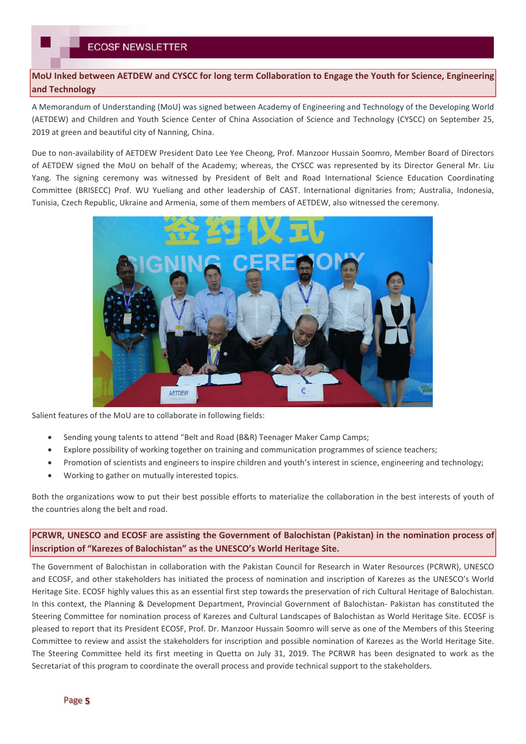## MoU Inked between AETDEW and CYSCC for long term Collaboration to Engage the Youth for Science, Engineering and Technology

A Memorandum of Understanding (MoU) was signed between Academy of Engineering and Technology of the Developing World (AETDEW) and Children and Youth Science Center of China Association of Science and Technology (CYSCC) on September 25, 2019 at green and beautiful city of Nanning, China.

Due to non-availability of AETDEW President Dato Lee Yee Cheong, Prof. Manzoor Hussain Soomro, Member Board of Directors of AETDEW signed the MoU on behalf of the Academy; whereas, the CYSCC was represented by its Director General Mr. Liu Yang. The signing ceremony was witnessed by President of Belt and Road International Science Education Coordinating Committee (BRISECC) Prof. WU Yueliang and other leadership of CAST. International dignitaries from; Australia, Indonesia, Tunisia, Czech Republic, Ukraine and Armenia, some of them members of AETDEW, also witnessed the ceremony.

Salient features of the MoU are to collaborate in following fields:

- Sending young talents to attend "Belt and Road (B&R) Teenager Maker Camp Camps;
- Explore possibility of working together on training and communication programmes of science teachers;
- Promotion of scientists and engineers to inspire children and youth's interest in science, engineering and technology;
- Working to gather on mutually interested topics.

Both the organizations wow to put their best possible efforts to materialize the collaboration in the best interests of youth of the countries along the belt and road.

## PCRWR, UNESCO and ECOSF are assisting the Government of Balochistan (Pakistan) in the nomination process of inscription of "Karezes of Balochistan" as the UNESCO's World Heritage Site.

The Government of Balochistan in collaboration with the Pakistan Council for Research in Water Resources (PCRWR), UNESCO and ECOSF, and other stakeholders has initiated the process of nomination and inscription of Karezes as the UNESCO's World Heritage Site. ECOSF highly values this as an essential first step towards the preservation of rich Cultural Heritage of Balochistan. In this context, the Planning & Development Department, Provincial Government of Balochistan- Pakistan has constituted the Steering Committee for nomination process of Karezes and Cultural Landscapes of Balochistan as World Heritage Site. ECOSF is pleased to report that its President ECOSF, Prof. Dr. Manzoor Hussain Soomro will serve as one of the Members of this Steering Committee to review and assist the stakeholders for inscription and possible nomination of Karezes as the World Heritage Site. The Steering Committee held its first meeting in Quetta on July 31, 2019. The PCRWR has been designated to work as the Secretariat of this program to coordinate the overall process and provide technical support to the stakeholders.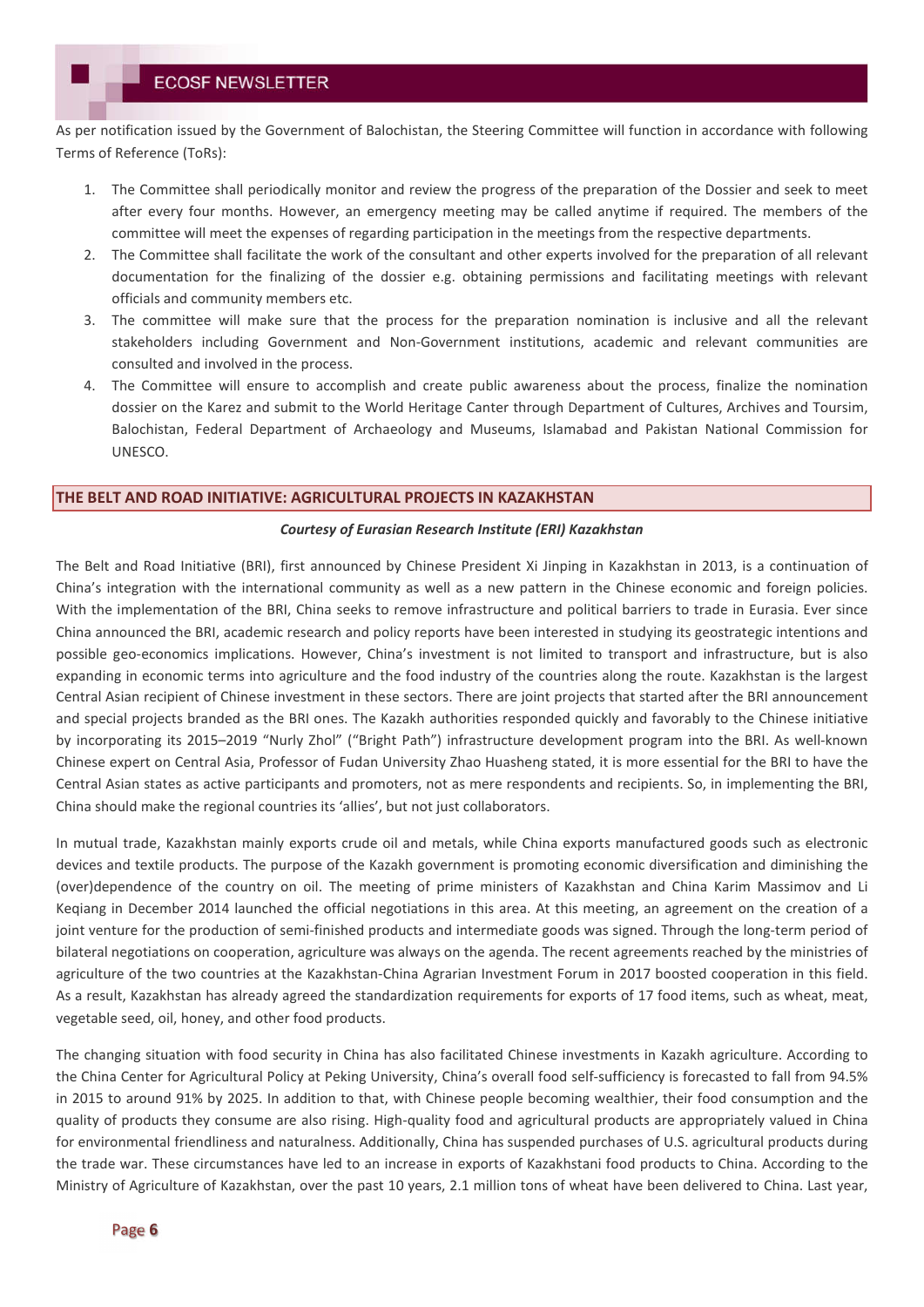As per notification issued by the Government of Balochistan, the Steering Committee will function in accordance with following Terms of Reference (ToRs):

1. The Committee shall periodically monitor and review the progress of the preparation of the Dossier and seek to meet after every four months. However, an emergency meeting may be called anytime if required. The members of the committee will meet the expenses of regarding participation in the meetings from the respective departments.
2. The Committee shall facilitate the work of the consultant and other experts involved for the preparation of all relevant documentation for the finalizing of the dossier e.g. obtaining permissions and facilitating meetings with relevant officials and community members etc.
3. The committee will make sure that the process for the preparation nomination is inclusive and all the relevant stakeholders including Government and Non-Government institutions, academic and relevant communities are consulted and involved in the process.
4. The Committee will ensure to accomplish and create public awareness about the process, finalize the nomination dossier on the Karez and submit to the World Heritage Canter through Department of Cultures, Archives and Toursim, Balochistan, Federal Department of Archaeology and Museums, Islamabad and Pakistan National Commission for UNESCO.

## THE BELT AND ROAD INITIATIVE: AGRICULTURAL PROJECTS IN KAZAKHSTAN

***Courtesy of Eurasian Research Institute (ERI) Kazakhstan***

The Belt and Road Initiative (BRI), first announced by Chinese President Xi Jinping in Kazakhstan in 2013, is a continuation of China's integration with the international community as well as a new pattern in the Chinese economic and foreign policies. With the implementation of the BRI, China seeks to remove infrastructure and political barriers to trade in Eurasia. Ever since China announced the BRI, academic research and policy reports have been interested in studying its geostrategic intentions and possible geo-economics implications. However, China's investment is not limited to transport and infrastructure, but is also expanding in economic terms into agriculture and the food industry of the countries along the route. Kazakhstan is the largest Central Asian recipient of Chinese investment in these sectors. There are joint projects that started after the BRI announcement and special projects branded as the BRI ones. The Kazakh authorities responded quickly and favorably to the Chinese initiative by incorporating its 2015–2019 "Nurly Zhol" ("Bright Path") infrastructure development program into the BRI. As well-known Chinese expert on Central Asia, Professor of Fudan University Zhao Huasheng stated, it is more essential for the BRI to have the Central Asian states as active participants and promoters, not as mere respondents and recipients. So, in implementing the BRI, China should make the regional countries its 'allies', but not just collaborators.

In mutual trade, Kazakhstan mainly exports crude oil and metals, while China exports manufactured goods such as electronic devices and textile products. The purpose of the Kazakh government is promoting economic diversification and diminishing the (over)dependence of the country on oil. The meeting of prime ministers of Kazakhstan and China Karim Massimov and Li Keqiang in December 2014 launched the official negotiations in this area. At this meeting, an agreement on the creation of a joint venture for the production of semi-finished products and intermediate goods was signed. Through the long-term period of bilateral negotiations on cooperation, agriculture was always on the agenda. The recent agreements reached by the ministries of agriculture of the two countries at the Kazakhstan-China Agrarian Investment Forum in 2017 boosted cooperation in this field. As a result, Kazakhstan has already agreed the standardization requirements for exports of 17 food items, such as wheat, meat, vegetable seed, oil, honey, and other food products.

The changing situation with food security in China has also facilitated Chinese investments in Kazakh agriculture. According to the China Center for Agricultural Policy at Peking University, China's overall food self-sufficiency is forecasted to fall from 94.5% in 2015 to around 91% by 2025. In addition to that, with Chinese people becoming wealthier, their food consumption and the quality of products they consume are also rising. High-quality food and agricultural products are appropriately valued in China for environmental friendliness and naturalness. Additionally, China has suspended purchases of U.S. agricultural products during the trade war. These circumstances have led to an increase in exports of Kazakhstani food products to China. According to the Ministry of Agriculture of Kazakhstan, over the past 10 years, 2.1 million tons of wheat have been delivered to China. Last year,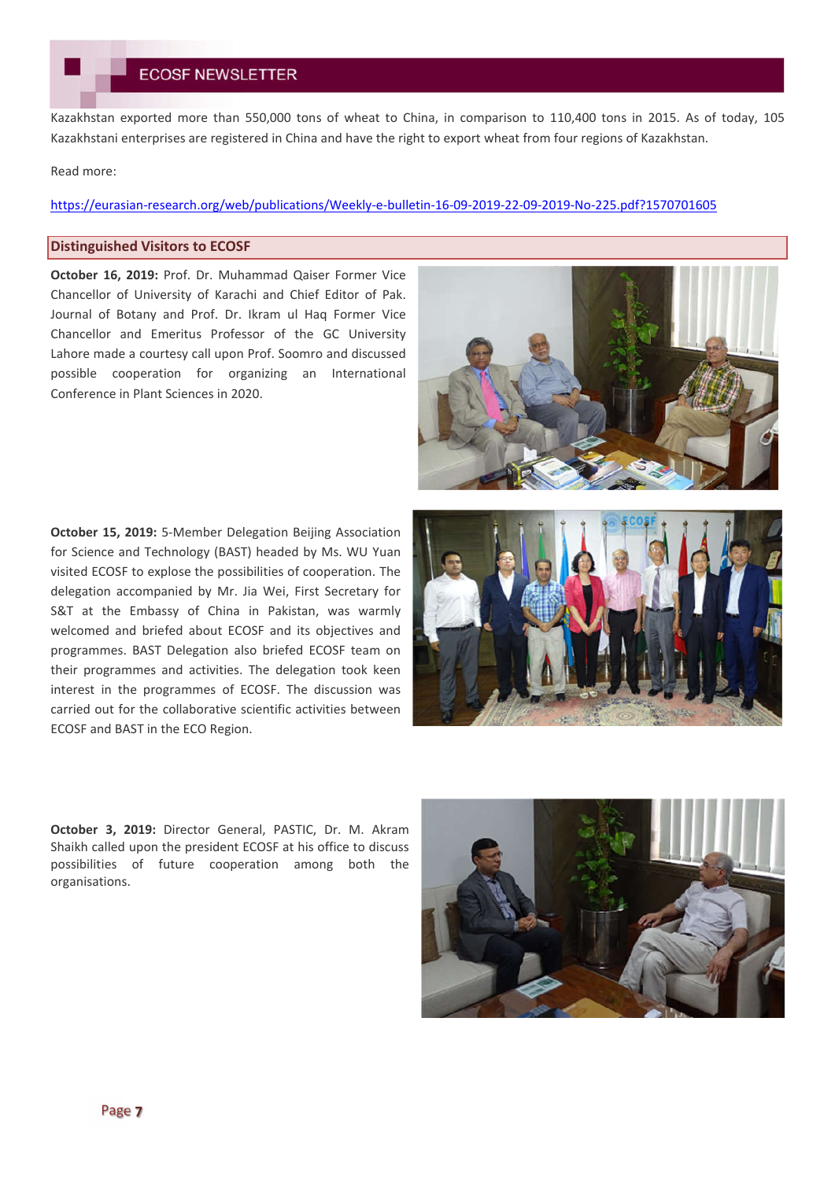Kazakhstan exported more than 550,000 tons of wheat to China, in comparison to 110,400 tons in 2015. As of today, 105 Kazakhstani enterprises are registered in China and have the right to export wheat from four regions of Kazakhstan.

Read more:

https://eurasian-research.org/web/publications/Weekly-e-bulletin-16-09-2019-22-09-2019-No-225.pdf?1570701605

## Distinguished Visitors to ECOSF

**October 16, 2019:** Prof. Dr. Muhammad Qaiser Former Vice Chancellor of University of Karachi and Chief Editor of Pak. Journal of Botany and Prof. Dr. Ikram ul Haq Former Vice Chancellor and Emeritus Professor of the GC University Lahore made a courtesy call upon Prof. Soomro and discussed possible cooperation for organizing an International Conference in Plant Sciences in 2020.

**October 15, 2019:** 5-Member Delegation Beijing Association for Science and Technology (BAST) headed by Ms. WU Yuan visited ECOSF to explose the possibilities of cooperation. The delegation accompanied by Mr. Jia Wei, First Secretary for S&T at the Embassy of China in Pakistan, was warmly welcomed and briefed about ECOSF and its objectives and programmes. BAST Delegation also briefed ECOSF team on their programmes and activities. The delegation took keen interest in the programmes of ECOSF. The discussion was carried out for the collaborative scientific activities between ECOSF and BAST in the ECO Region.

**October 3, 2019:** Director General, PASTIC, Dr. M. Akram Shaikh called upon the president ECOSF at his office to discuss possibilities of future cooperation among both the organisations.